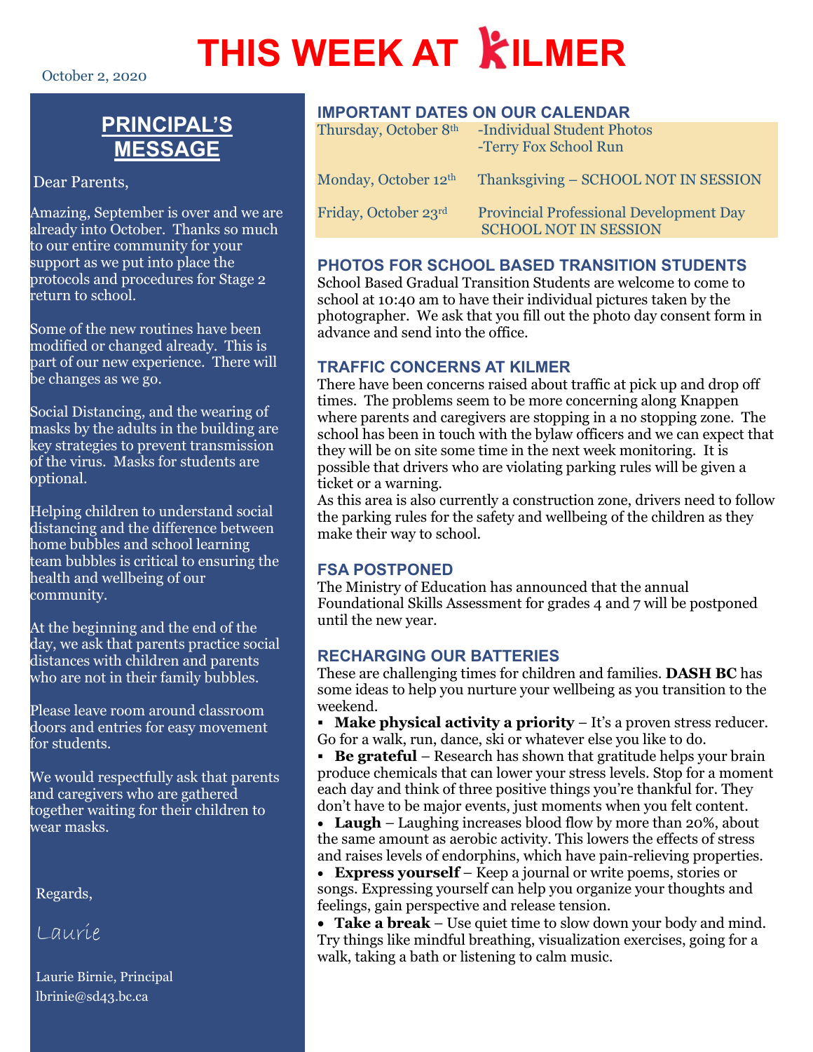# THIS WEEK AT KILMER

October 2, 2020

## PRINCIPAL'S MESSAGE

Dear Parents,

Amazing, September is over and we are already into October. Thanks so much to our entire community for your support as we put into place the protocols and procedures for Stage 2 return to school.

Some of the new routines have been modified or changed already. This is part of our new experience. There will be changes as we go.

Social Distancing, and the wearing of masks by the adults in the building are key strategies to prevent transmission of the virus. Masks for students are optional.

Helping children to understand social distancing and the difference between home bubbles and school learning team bubbles is critical to ensuring the health and wellbeing of our community.

At the beginning and the end of the day, we ask that parents practice social distances with children and parents who are not in their family bubbles.

Please leave room around classroom doors and entries for easy movement for students.

We would respectfully ask that parents and caregivers who are gathered together waiting for their children to wear masks.

Regards,

Laurie

Laurie Birnie, Principal
lbrinie@sd43.bc.ca

## IMPORTANT DATES ON OUR CALENDAR

| | |
|---|---|
| Thursday, October 8th | -Individual Student Photos<br>-Terry Fox School Run |
| Monday, October 12th | Thanksgiving – SCHOOL NOT IN SESSION |
| Friday, October 23rd | Provincial Professional Development Day<br>SCHOOL NOT IN SESSION |

## PHOTOS FOR SCHOOL BASED TRANSITION STUDENTS

School Based Gradual Transition Students are welcome to come to school at 10:40 am to have their individual pictures taken by the photographer. We ask that you fill out the photo day consent form in advance and send into the office.

## TRAFFIC CONCERNS AT KILMER

There have been concerns raised about traffic at pick up and drop off times. The problems seem to be more concerning along Knappen where parents and caregivers are stopping in a no stopping zone. The school has been in touch with the bylaw officers and we can expect that they will be on site some time in the next week monitoring. It is possible that drivers who are violating parking rules will be given a ticket or a warning.

As this area is also currently a construction zone, drivers need to follow the parking rules for the safety and wellbeing of the children as they make their way to school.

## FSA POSTPONED

The Ministry of Education has announced that the annual Foundational Skills Assessment for grades 4 and 7 will be postponed until the new year.

## RECHARGING OUR BATTERIES

These are challenging times for children and families. **DASH BC** has some ideas to help you nurture your wellbeing as you transition to the weekend.

- **Make physical activity a priority** – It's a proven stress reducer. Go for a walk, run, dance, ski or whatever else you like to do.
- **Be grateful** – Research has shown that gratitude helps your brain produce chemicals that can lower your stress levels. Stop for a moment each day and think of three positive things you're thankful for. They don't have to be major events, just moments when you felt content.
- **Laugh** – Laughing increases blood flow by more than 20%, about the same amount as aerobic activity. This lowers the effects of stress and raises levels of endorphins, which have pain-relieving properties.
- **Express yourself** – Keep a journal or write poems, stories or songs. Expressing yourself can help you organize your thoughts and feelings, gain perspective and release tension.
- **Take a break** – Use quiet time to slow down your body and mind. Try things like mindful breathing, visualization exercises, going for a walk, taking a bath or listening to calm music.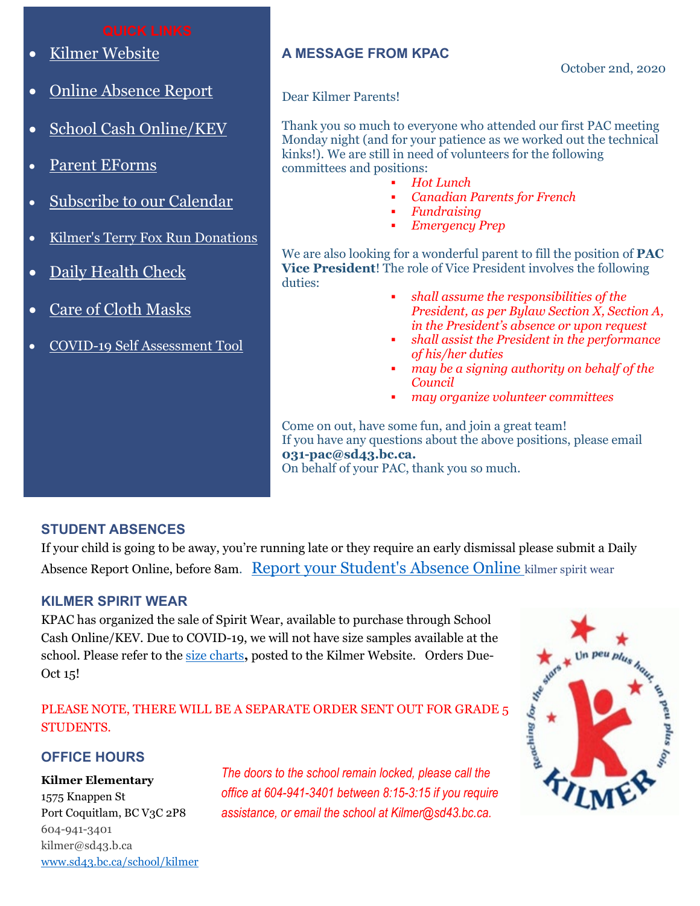**QUICK LINKS**

- Kilmer Website
- Online Absence Report
- School Cash Online/KEV
- Parent EForms
- Subscribe to our Calendar
- Kilmer's Terry Fox Run Donations
- Daily Health Check
- Care of Cloth Masks
- COVID-19 Self Assessment Tool

## A MESSAGE FROM KPAC

October 2nd, 2020

Dear Kilmer Parents!

Thank you so much to everyone who attended our first PAC meeting Monday night (and for your patience as we worked out the technical kinks!). We are still in need of volunteers for the following committees and positions:

- *Hot Lunch*
- *Canadian Parents for French*
- *Fundraising*
- *Emergency Prep*

We are also looking for a wonderful parent to fill the position of **PAC Vice President**! The role of Vice President involves the following duties:

- *shall assume the responsibilities of the President, as per Bylaw Section X, Section A, in the President's absence or upon request*
- *shall assist the President in the performance of his/her duties*
- *may be a signing authority on behalf of the Council*
- *may organize volunteer committees*

Come on out, have some fun, and join a great team!
If you have any questions about the above positions, please email **031-pac@sd43.bc.ca.**
On behalf of your PAC, thank you so much.

## STUDENT ABSENCES

If your child is going to be away, you're running late or they require an early dismissal please submit a Daily Absence Report Online, before 8am. Report your Student's Absence Online kilmer spirit wear

## KILMER SPIRIT WEAR

KPAC has organized the sale of Spirit Wear, available to purchase through School Cash Online/KEV. Due to COVID-19, we will not have size samples available at the school. Please refer to the size charts, posted to the Kilmer Website. Orders Due- Oct 15!

PLEASE NOTE, THERE WILL BE A SEPARATE ORDER SENT OUT FOR GRADE 5 STUDENTS.

## OFFICE HOURS

**Kilmer Elementary**
1575 Knappen St
Port Coquitlam, BC V3C 2P8
604-941-3401
kilmer@sd43.b.ca
www.sd43.bc.ca/school/kilmer

*The doors to the school remain locked, please call the office at 604-941-3401 between 8:15-3:15 if you require assistance, or email the school at Kilmer@sd43.bc.ca.*

Un peu plus haut, un peu plus loin
Reaching for the stars
KILMER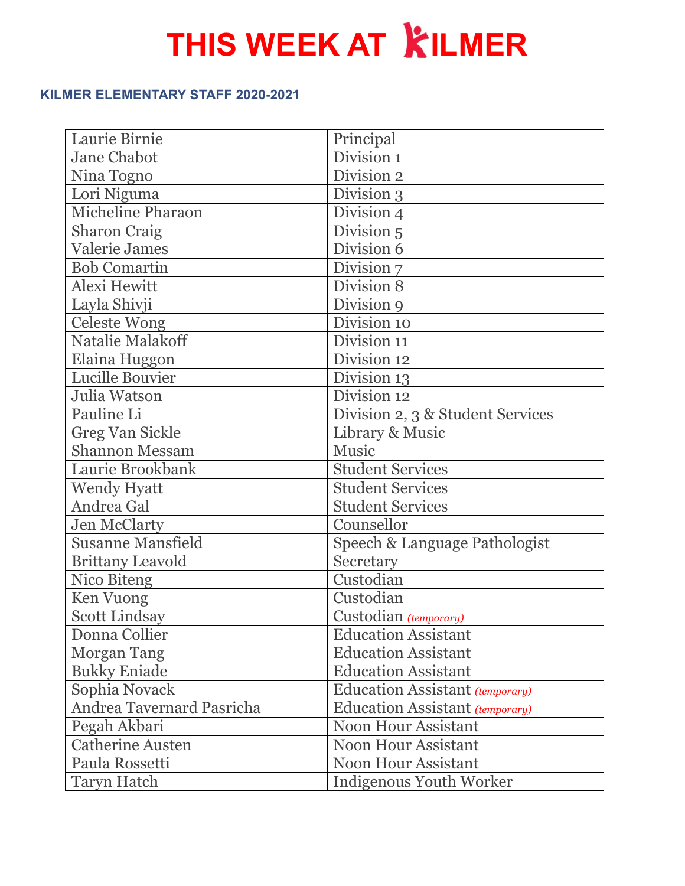# THIS WEEK AT KILMER

### KILMER ELEMENTARY STAFF 2020-2021

| | |
|---|---|
| Laurie Birnie | Principal |
| Jane Chabot | Division 1 |
| Nina Togno | Division 2 |
| Lori Niguma | Division 3 |
| Micheline Pharaon | Division 4 |
| Sharon Craig | Division 5 |
| Valerie James | Division 6 |
| Bob Comartin | Division 7 |
| Alexi Hewitt | Division 8 |
| Layla Shivji | Division 9 |
| Celeste Wong | Division 10 |
| Natalie Malakoff | Division 11 |
| Elaina Huggon | Division 12 |
| Lucille Bouvier | Division 13 |
| Julia Watson | Division 12 |
| Pauline Li | Division 2, 3 & Student Services |
| Greg Van Sickle | Library & Music |
| Shannon Messam | Music |
| Laurie Brookbank | Student Services |
| Wendy Hyatt | Student Services |
| Andrea Gal | Student Services |
| Jen McClarty | Counsellor |
| Susanne Mansfield | Speech & Language Pathologist |
| Brittany Leavold | Secretary |
| Nico Biteng | Custodian |
| Ken Vuong | Custodian |
| Scott Lindsay | Custodian *(temporary)* |
| Donna Collier | Education Assistant |
| Morgan Tang | Education Assistant |
| Bukky Eniade | Education Assistant |
| Sophia Novack | Education Assistant *(temporary)* |
| Andrea Tavernard Pasricha | Education Assistant *(temporary)* |
| Pegah Akbari | Noon Hour Assistant |
| Catherine Austen | Noon Hour Assistant |
| Paula Rossetti | Noon Hour Assistant |
| Taryn Hatch | Indigenous Youth Worker |